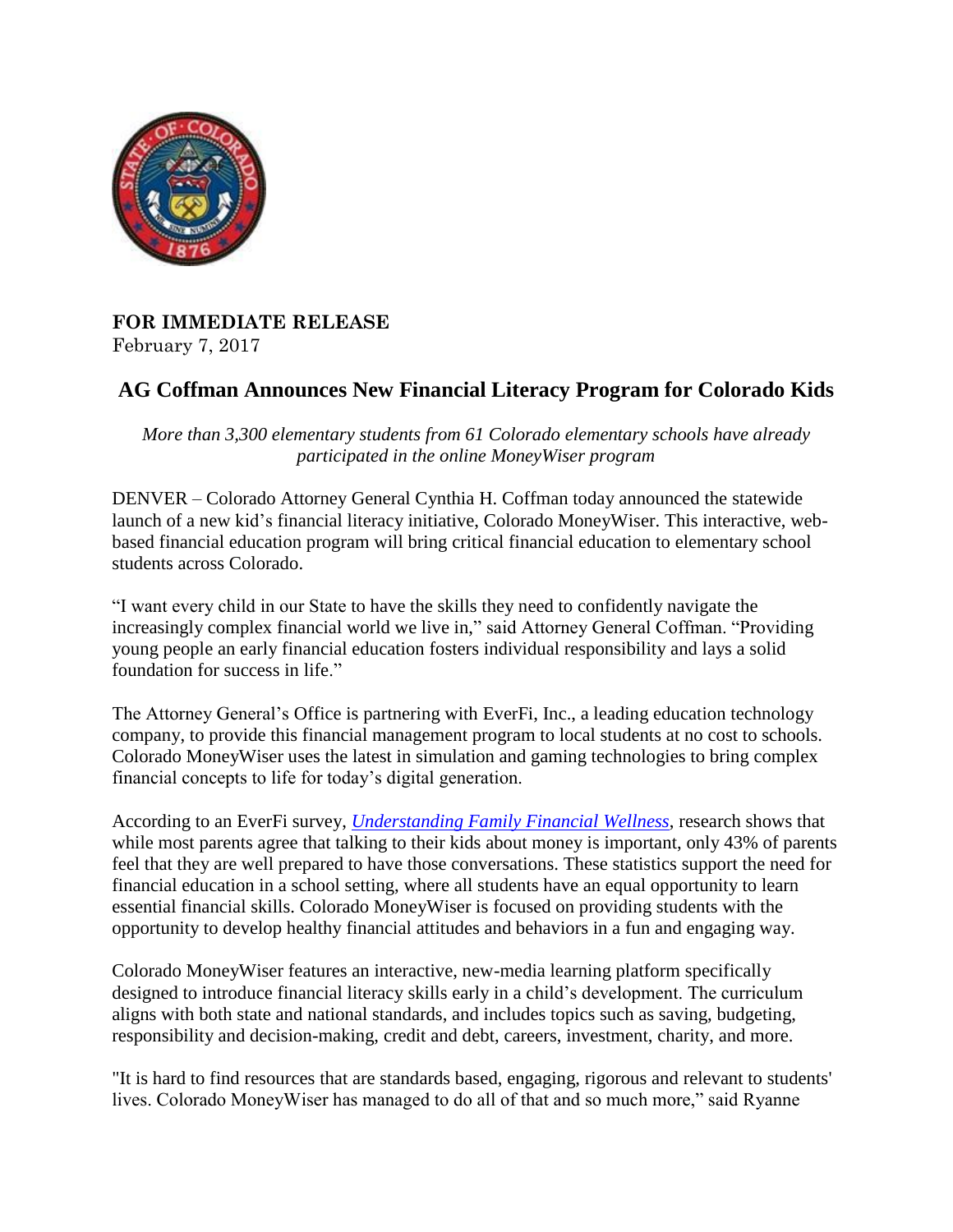**FOR IMMEDIATE RELEASE**
February 7, 2017

# AG Coffman Announces New Financial Literacy Program for Colorado Kids

*More than 3,300 elementary students from 61 Colorado elementary schools have already participated in the online MoneyWiser program*

DENVER – Colorado Attorney General Cynthia H. Coffman today announced the statewide launch of a new kid's financial literacy initiative, Colorado MoneyWiser. This interactive, web-based financial education program will bring critical financial education to elementary school students across Colorado.

"I want every child in our State to have the skills they need to confidently navigate the increasingly complex financial world we live in," said Attorney General Coffman. "Providing young people an early financial education fosters individual responsibility and lays a solid foundation for success in life."

The Attorney General's Office is partnering with EverFi, Inc., a leading education technology company, to provide this financial management program to local students at no cost to schools. Colorado MoneyWiser uses the latest in simulation and gaming technologies to bring complex financial concepts to life for today's digital generation.

According to an EverFi survey, *Understanding Family Financial Wellness*, research shows that while most parents agree that talking to their kids about money is important, only 43% of parents feel that they are well prepared to have those conversations. These statistics support the need for financial education in a school setting, where all students have an equal opportunity to learn essential financial skills. Colorado MoneyWiser is focused on providing students with the opportunity to develop healthy financial attitudes and behaviors in a fun and engaging way.

Colorado MoneyWiser features an interactive, new-media learning platform specifically designed to introduce financial literacy skills early in a child's development. The curriculum aligns with both state and national standards, and includes topics such as saving, budgeting, responsibility and decision-making, credit and debt, careers, investment, charity, and more.

"It is hard to find resources that are standards based, engaging, rigorous and relevant to students' lives. Colorado MoneyWiser has managed to do all of that and so much more," said Ryanne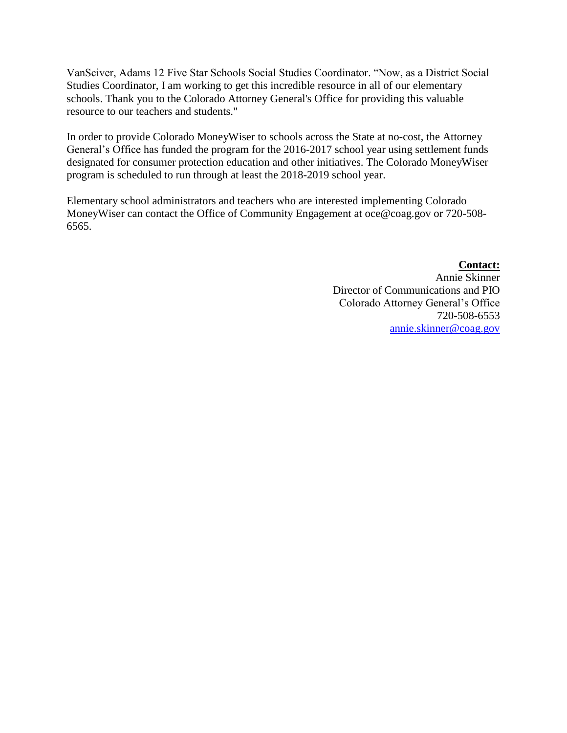VanSciver, Adams 12 Five Star Schools Social Studies Coordinator. "Now, as a District Social Studies Coordinator, I am working to get this incredible resource in all of our elementary schools. Thank you to the Colorado Attorney General's Office for providing this valuable resource to our teachers and students."

In order to provide Colorado MoneyWiser to schools across the State at no-cost, the Attorney General's Office has funded the program for the 2016-2017 school year using settlement funds designated for consumer protection education and other initiatives. The Colorado MoneyWiser program is scheduled to run through at least the 2018-2019 school year.

Elementary school administrators and teachers who are interested implementing Colorado MoneyWiser can contact the Office of Community Engagement at oce@coag.gov or 720-508-6565.

**Contact:**
Annie Skinner
Director of Communications and PIO
Colorado Attorney General's Office
720-508-6553
annie.skinner@coag.gov